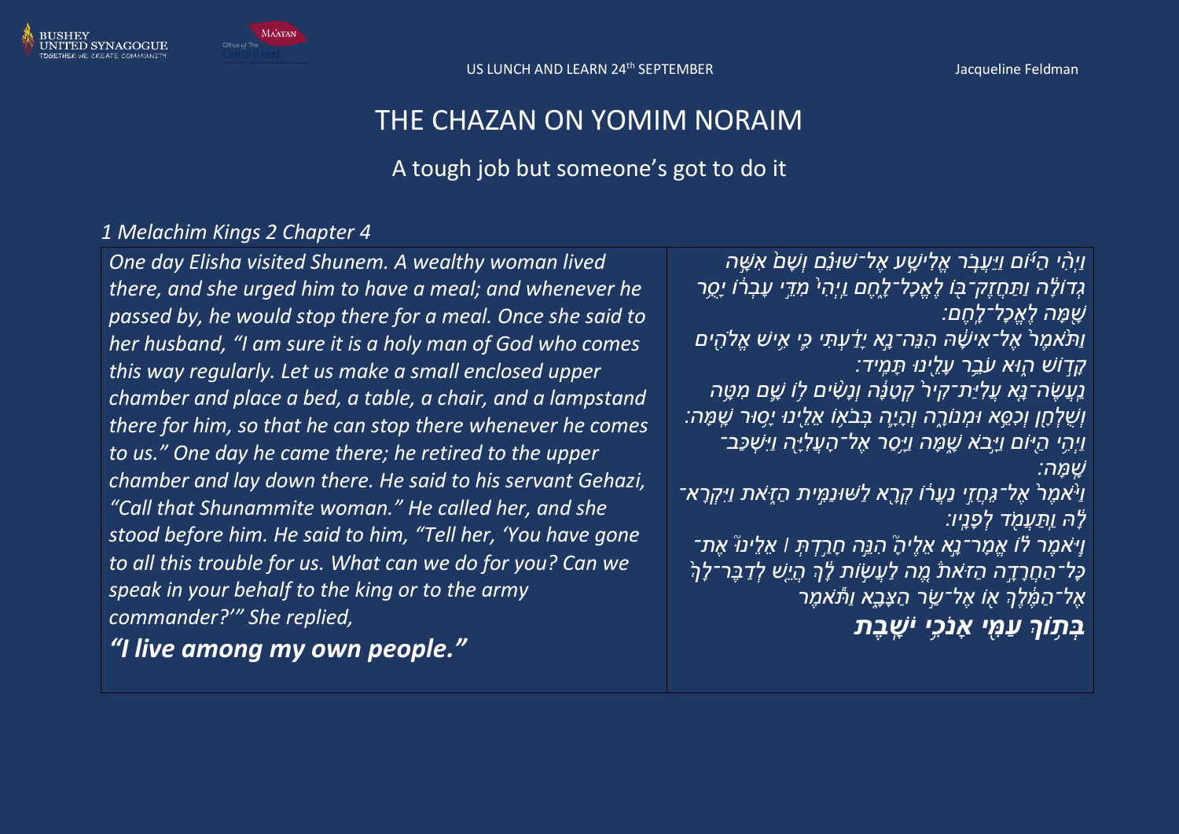US LUNCH AND LEARN 24th SEPTEMBER

Jacqueline Feldman

# THE CHAZAN ON YOMIM NORAIM

## A tough job but someone's got to do it

*1 Melachim Kings 2 Chapter 4*

| | |
|---|---|
| *One day Elisha visited Shunem. A wealthy woman lived there, and she urged him to have a meal; and whenever he passed by, he would stop there for a meal. Once she said to her husband, "I am sure it is a holy man of God who comes this way regularly. Let us make a small enclosed upper chamber and place a bed, a table, a chair, and a lampstand there for him, so that he can stop there whenever he comes to us." One day he came there; he retired to the upper chamber and lay down there. He said to his servant Gehazi, "Call that Shunammite woman." He called her, and she stood before him. He said to him, "Tell her, 'You have gone to all this trouble for us. What can we do for you? Can we speak in your behalf to the king or to the army commander?'" She replied,* ***"I live among my own people."*** | *וַיְהִ֨י הַיּ֜וֹם וַיַּעֲבֹ֧ר אֱלִישָׁ֣ע אֶל־שׁוּנֵ֗ם וְשָׁם֙ אִשָּׁ֣ה גְדוֹלָ֔ה וַתַּחֲזֶק־בּ֖וֹ לֶאֱכָל־לָ֑חֶם וַיְהִי֙ מִדֵּ֣י עָבְר֔וֹ יָסֻ֥ר שָׁ֖מָּה לֶאֱכָל־לָֽחֶם׃ וַתֹּ֙אמֶר֙ אֶל־אִישָׁ֔הּ הִנֵּה־נָ֣א יָדַ֔עְתִּי כִּ֛י אִ֥ישׁ אֱלֹהִ֖ים קָד֣וֹשׁ ה֑וּא עֹבֵ֥ר עָלֵ֖ינוּ תָּמִֽיד׃ נַעֲשֶׂה־נָּ֤א עֲלִיַּת־קִיר֙ קְטַנָּ֔ה וְנָשִׂ֨ים ל֥וֹ שָׁ֛ם מִטָּ֥ה וְשֻׁלְחָ֖ן וְכִסֵּ֣א וּמְנוֹרָ֑ה וְהָיָ֛ה בְּבֹא֥וֹ אֵלֵ֖ינוּ יָס֥וּר שָֽׁמָּה׃ וַיְהִ֥י הַיּ֖וֹם וַיָּ֣בֹא שָׁ֑מָּה וַיָּ֥סַר אֶל־הָעֲלִיָּ֖ה וַיִּשְׁכַּב־שָֽׁמָּה׃ וַ֙יֹּאמֶר֙ אֶל־גֵּיחֲזִ֣י נַעֲר֔וֹ קְרָ֖א לַשּׁוּנַמִּ֣ית הַזֹּ֑את וַיִּקְרָא־לָ֔הּ וַֽתַּעֲמֹ֖ד לְפָנָֽיו׃ וַיֹּ֣אמֶר ל֗וֹ אֱמָר־נָ֣א אֵלֶיהָ֮ הִנֵּ֣ה חָרַ֣דְתְּ ׀ אֵלֵינוּ֮ אֶת־כָּל־הַחֲרָדָ֣ה הַזֹּאת֒ מֶ֚ה לַעֲשׂ֣וֹת לָ֔ךְ הֲיֵ֤שׁ לְדַבֶּר־לָךְ֙ אֶל־הַמֶּ֔לֶךְ א֖וֹ אֶל־שַׂ֣ר הַצָּבָ֑א וַתֹּ֕אמֶר* ***בְּת֥וֹךְ עַמִּ֖י אָנֹכִ֥י יֹשָֽׁבֶת*** |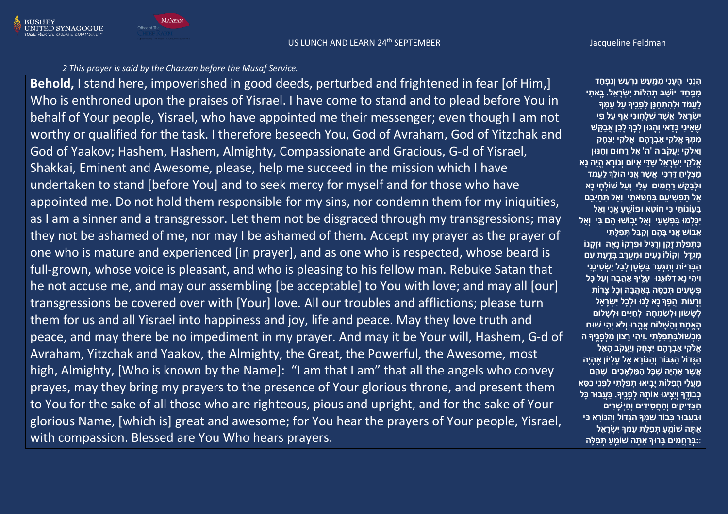*2 This prayer is said by the Chazzan before the Musaf Service.*

| | |
|---|---|
| **Behold,** I stand here, impoverished in good deeds, perturbed and frightened in fear [of Him,] Who is enthroned upon the praises of Yisrael. I have come to stand and to plead before You in behalf of Your people, Yisrael, who have appointed me their messenger; even though I am not worthy or qualified for the task. I therefore beseech You, God of Avraham, God of Yitzchak and God of Yaakov; Hashem, Hashem, Almighty, Compassionate and Gracious, G-d of Yisrael, Shakkai, Eminent and Awesome, please, help me succeed in the mission which I have undertaken to stand [before You] and to seek mercy for myself and for those who have appointed me. Do not hold them responsible for my sins, nor condemn them for my iniquities, as I am a sinner and a transgressor. Let them not be disgraced through my transgressions; may they not be ashamed of me, nor may I be ashamed of them. Accept my prayer as the prayer of one who is mature and experienced [in prayer], and as one who is respected, whose beard is full-grown, whose voice is pleasant, and who is pleasing to his fellow man. Rebuke Satan that he not accuse me, and may our assembling [be acceptable] to You with love; and may all [our] transgressions be covered over with [Your] love. All our troubles and afflictions; please turn them for us and all Yisrael into happiness and joy, life and peace. May they love truth and peace, and may there be no impediment in my prayer. And may it be Your will, Hashem, G-d of Avraham, Yitzchak and Yaakov, the Almighty, the Great, the Powerful, the Awesome, most high, Almighty, [Who is known by the Name]: "I am that I am" that all the angels who convey prayes, may they bring my prayers to the presence of Your glorious throne, and present them to You for the sake of all those who are righteous, pious and upright, and for the sake of Your glorious Name, [which is] great and awesome; for You hear the prayers of Your people, Yisrael, with compassion. Blessed are You Who hears prayers. | הִנְנִי הֶעָנִי מִמַּעַשׂ נִרְעָשׁ וְנִפְחַד מִפַּחַד יוֹשֵׁב תְּהִלּוֹת יִשְׂרָאֵל. בָּאתִי לַעֲמֹד וּלְהִתְחַנֵּן לְפָנֶיךָ עַל עַמְּךָ יִשְׂרָאֵל אֲשֶׁר שְׁלָחוּנִי אַף עַל פִּי שֶׁאֵינִי כְּדַאי וְהָגוּן לְכָךְ לָכֵן אֲבַקֵּשׁ מִמְּךָ אֱלֹקֵי אַבְרָהָם אֱלֹקֵי יִצְחָק וֵאלֹקֵי יַעֲקֹב ה 'ה' אֵל רַחוּם וְחַנּוּן אֱלֹקֵי יִשְׂרָאֵל שַׁדַּי אָיוֹם וְנוֹרָא הֱיֵה נָא מַצְלִיחַ דַּרְכִּי אֲשֶׁר אֲנִי הוֹלֵךְ לַעֲמֹד וּלְבַקֵּשׁ רַחֲמִים עָלַי וְעַל שׁוֹלְחָי נָא אַל תַּפְשִׁיעֵם בְּחַטֹּאתַי וְאַל תְּחַיְּבֵם בַּעֲוֹנוֹתַי כִּי חוֹטֵא וּפוֹשֵׁעַ אָנִי וְאַל יִכָּלְמוּ בִּפְשָׁעַי וְאַל יֵבוֹשׁוּ הֵם בִּי וְאַל אֵבוֹשׁ אֲנִי בָּהֶם וְקַבֵּל תְּפִלָּתִי כִּתְפִלַּת זָקֵן וְרָגִיל וּפִרְקוֹ נָאֶה וּזְקָנוֹ מְגֻדָּל וְקוֹלוֹ נָעִים וּמְעֹרָב בְּדַעַת עִם הַבְּרִיּוֹת וְתִגְעַר בְּשָׂטָן לְבַל יַשְׂטִינֵנִי וִיהִי נָא דִלּוּגֵנוּ עָלֶיךָ אַהֲבָה וְעַל כָּל פְּשָׁעִים תְּכַסֶּה בְּאַהֲבָה וְכָל צָרוֹת וְרָעוֹת הֲפָךְ נָא לָנוּ וּלְכָל יִשְׂרָאֵל לְשָׂשׂוֹן וּלְשִׂמְחָה לְחַיִּים וּלְשָׁלוֹם הָאֱמֶת וְהַשָּׁלוֹם אֱהָבוּ וְלֹא יְהִי שׁוּם מִכְשׁוֹל בִּתְפִלָּתִי .וִיהִי רָצוֹן מִלְּפָנֶיךָ ה אֱלֹקֵי אַבְרָהָם יִצְחָק וְיַעֲקֹב הָאֵל הַגָּדוֹל הַגִּבּוֹר וְהַנּוֹרָא אֵל עֶלְיוֹן אֶהְיֶה אֲשֶׁר אֶהְיֶה שֶׁכָּל הַמַּלְאָכִים שֶׁהֵם מַעֲלֵי תְפִלּוֹת יָבִיאוּ תְּפִלָּתִי לִפְנֵי כִּסֵּא כְבוֹדֶךָ וְיַצִּיגוּ אוֹתָהּ לְפָנֶיךָ. בַּעֲבוּר כָּל הַצַּדִּיקִים וְהַחֲסִידִים וְהַיְשָׁרִים וּבַעֲבוּר כְּבוֹד שִׁמְךָ הַגָּדוֹל וְהַנּוֹרָא כִּי אַתָּה שׁוֹמֵעַ תְּפִלַּת עַמְּךָ יִשְׂרָאֵל :בְּרַחֲמִים בָּרוּךְ אַתָּה שׁוֹמֵעַ תְּפִלָּה: |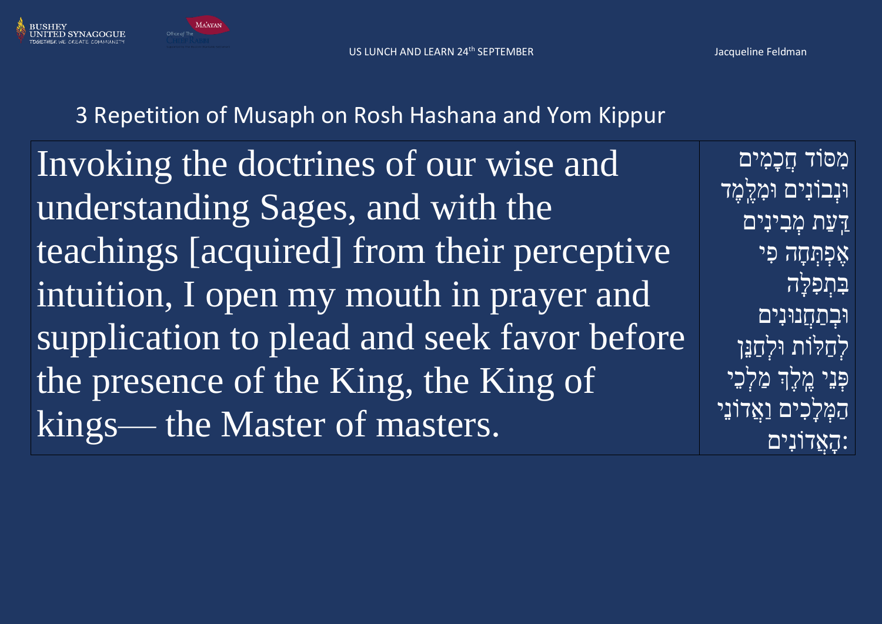## 3 Repetition of Musaph on Rosh Hashana and Yom Kippur

| Invoking the doctrines of our wise and understanding Sages, and with the teachings [acquired] from their perceptive intuition, I open my mouth in prayer and supplication to plead and seek favor before the presence of the King, the King of kings— the Master of masters. | מִסּוֹד חֲכָמִים וּנְבוֹנִים וּמִלֶּמֶד דַּעַת מְבִינִים אֶפְתְּחָה פִּי בִּתְפִלָּה וּבְתַחֲנוּנִים לְחַלּוֹת וּלְחַנֵּן פְּנֵי מֶלֶךְ מַלְכֵי הַמְּלָכִים וַאֲדוֹנֵי הָאֲדוֹנִים: |
| --- | --- |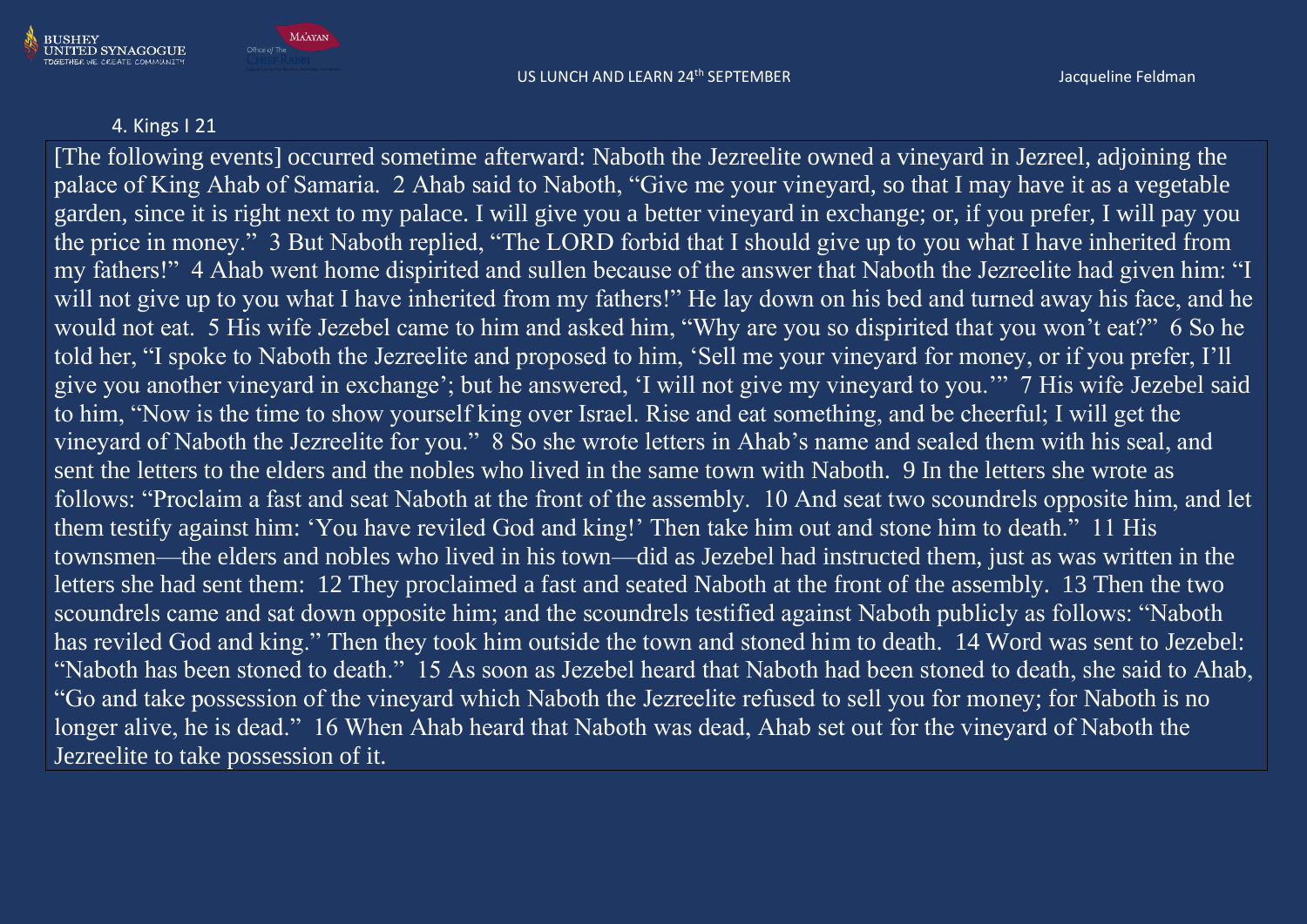## 4. Kings I 21

[The following events] occurred sometime afterward: Naboth the Jezreelite owned a vineyard in Jezreel, adjoining the palace of King Ahab of Samaria. 2 Ahab said to Naboth, "Give me your vineyard, so that I may have it as a vegetable garden, since it is right next to my palace. I will give you a better vineyard in exchange; or, if you prefer, I will pay you the price in money." 3 But Naboth replied, "The LORD forbid that I should give up to you what I have inherited from my fathers!" 4 Ahab went home dispirited and sullen because of the answer that Naboth the Jezreelite had given him: "I will not give up to you what I have inherited from my fathers!" He lay down on his bed and turned away his face, and he would not eat. 5 His wife Jezebel came to him and asked him, "Why are you so dispirited that you won't eat?" 6 So he told her, "I spoke to Naboth the Jezreelite and proposed to him, 'Sell me your vineyard for money, or if you prefer, I'll give you another vineyard in exchange'; but he answered, 'I will not give my vineyard to you.'" 7 His wife Jezebel said to him, "Now is the time to show yourself king over Israel. Rise and eat something, and be cheerful; I will get the vineyard of Naboth the Jezreelite for you." 8 So she wrote letters in Ahab's name and sealed them with his seal, and sent the letters to the elders and the nobles who lived in the same town with Naboth. 9 In the letters she wrote as follows: "Proclaim a fast and seat Naboth at the front of the assembly. 10 And seat two scoundrels opposite him, and let them testify against him: 'You have reviled God and king!' Then take him out and stone him to death." 11 His townsmen—the elders and nobles who lived in his town—did as Jezebel had instructed them, just as was written in the letters she had sent them: 12 They proclaimed a fast and seated Naboth at the front of the assembly. 13 Then the two scoundrels came and sat down opposite him; and the scoundrels testified against Naboth publicly as follows: "Naboth has reviled God and king." Then they took him outside the town and stoned him to death. 14 Word was sent to Jezebel: "Naboth has been stoned to death." 15 As soon as Jezebel heard that Naboth had been stoned to death, she said to Ahab, "Go and take possession of the vineyard which Naboth the Jezreelite refused to sell you for money; for Naboth is no longer alive, he is dead." 16 When Ahab heard that Naboth was dead, Ahab set out for the vineyard of Naboth the Jezreelite to take possession of it.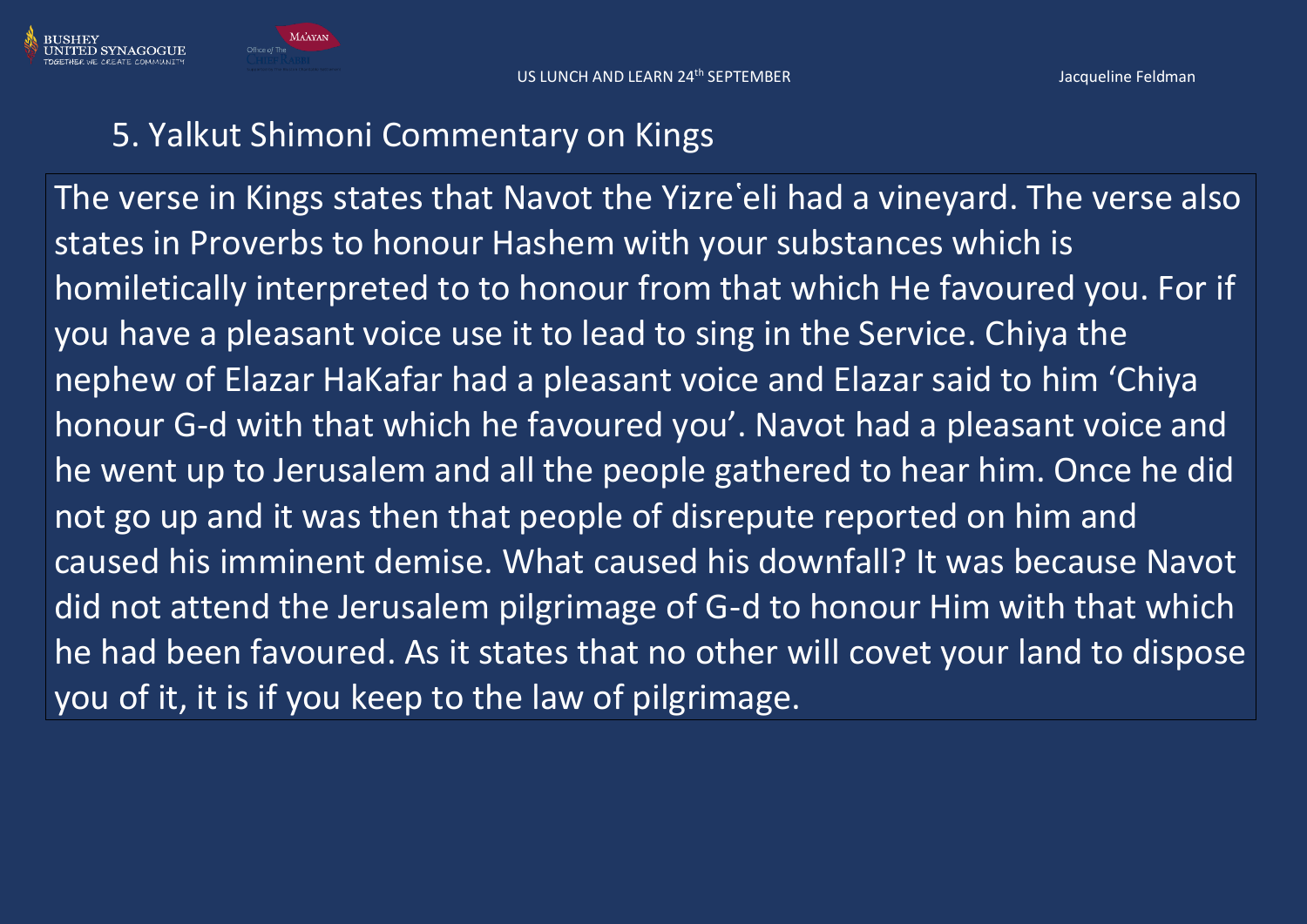## 5. Yalkut Shimoni Commentary on Kings

The verse in Kings states that Navot the Yizreʽeli had a vineyard. The verse also states in Proverbs to honour Hashem with your substances which is homiletically interpreted to to honour from that which He favoured you. For if you have a pleasant voice use it to lead to sing in the Service. Chiya the nephew of Elazar HaKafar had a pleasant voice and Elazar said to him 'Chiya honour G-d with that which he favoured you'. Navot had a pleasant voice and he went up to Jerusalem and all the people gathered to hear him. Once he did not go up and it was then that people of disrepute reported on him and caused his imminent demise. What caused his downfall? It was because Navot did not attend the Jerusalem pilgrimage of G-d to honour Him with that which he had been favoured. As it states that no other will covet your land to dispose you of it, it is if you keep to the law of pilgrimage.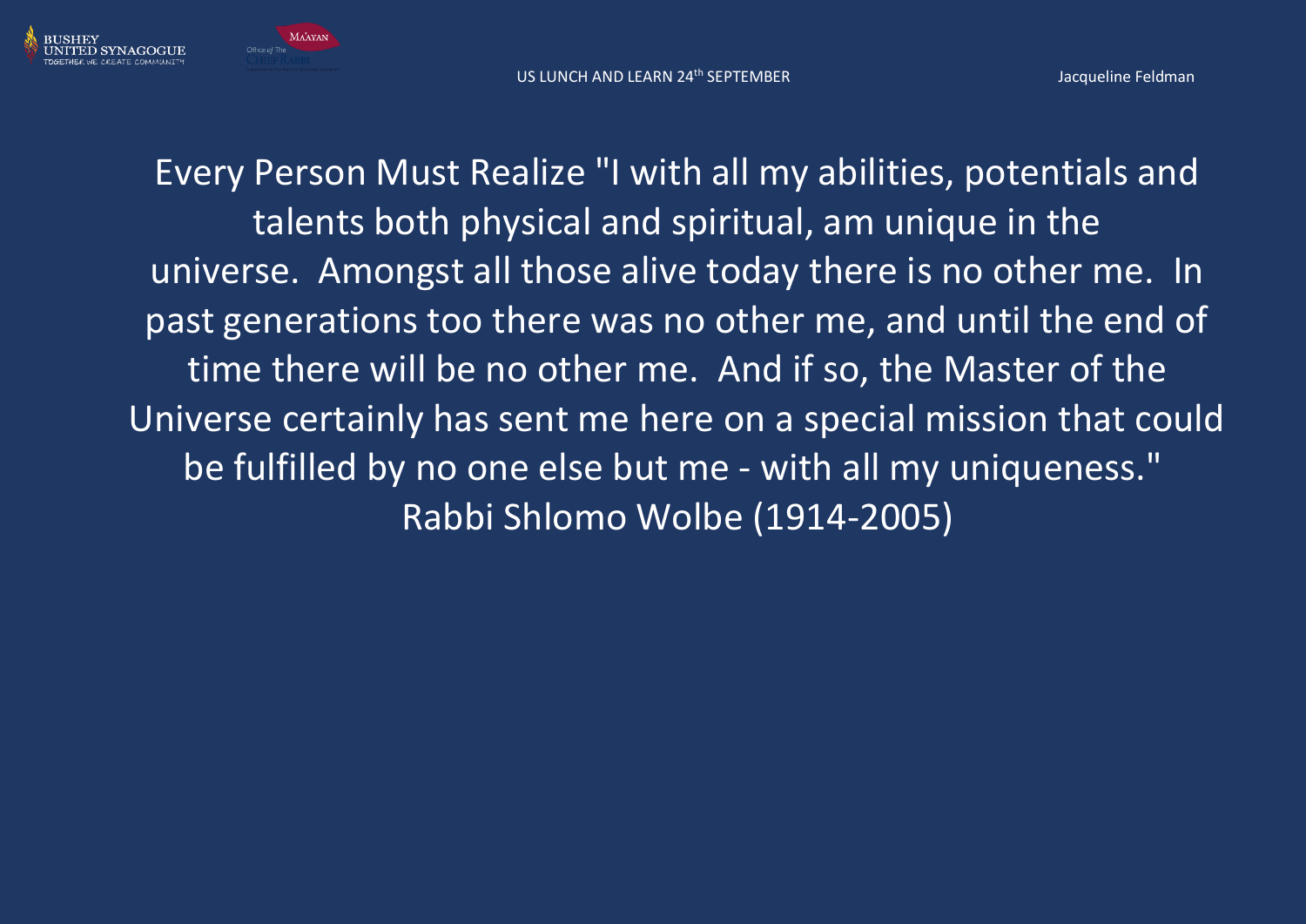Every Person Must Realize "I with all my abilities, potentials and talents both physical and spiritual, am unique in the universe. Amongst all those alive today there is no other me. In past generations too there was no other me, and until the end of time there will be no other me. And if so, the Master of the Universe certainly has sent me here on a special mission that could be fulfilled by no one else but me - with all my uniqueness."

Rabbi Shlomo Wolbe (1914-2005)